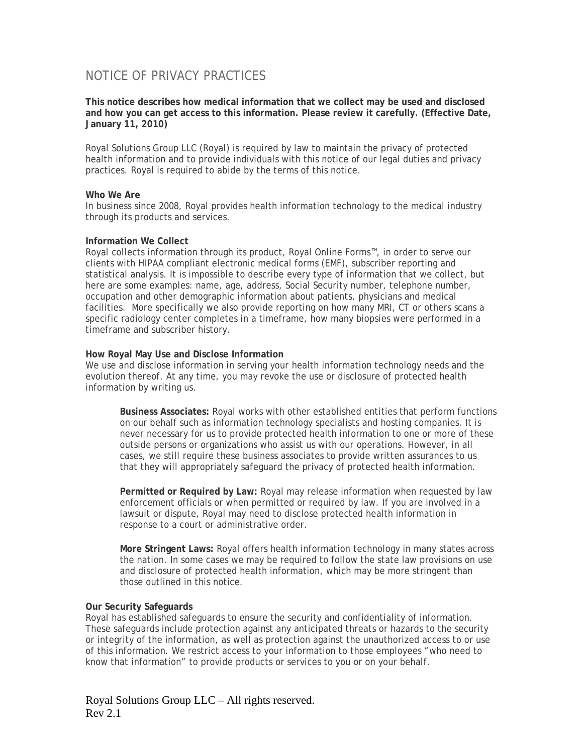# NOTICE OF PRIVACY PRACTICES

**This notice describes how medical information that we collect may be used and disclosed and how you can get access to this information. Please review it carefully. (Effective Date, January 11, 2010)**

Royal Solutions Group LLC (Royal) is required by law to maintain the privacy of protected health information and to provide individuals with this notice of our legal duties and privacy practices. Royal is required to abide by the terms of this notice.

**Who We Are**

In business since 2008, Royal provides health information technology to the medical industry through its products and services.

**Information We Collect**

Royal collects information through its product, Royal Online Forms™, in order to serve our clients with HIPAA compliant electronic medical forms (EMF), subscriber reporting and statistical analysis. It is impossible to describe every type of information that we collect, but here are some examples: name, age, address, Social Security number, telephone number, occupation and other demographic information about patients, physicians and medical facilities. More specifically we also provide reporting on how many MRI, CT or others scans a specific radiology center completes in a timeframe, how many biopsies were performed in a timeframe and subscriber history.

**How Royal May Use and Disclose Information**

We use and disclose information in serving your health information technology needs and the evolution thereof. At any time, you may revoke the use or disclosure of protected health information by writing us.

> **Business Associates:** Royal works with other established entities that perform functions on our behalf such as information technology specialists and hosting companies. It is never necessary for us to provide protected health information to one or more of these outside persons or organizations who assist us with our operations. However, in all cases, we still require these business associates to provide written assurances to us that they will appropriately safeguard the privacy of protected health information.
>
> **Permitted or Required by Law:** Royal may release information when requested by law enforcement officials or when permitted or required by law. If you are involved in a lawsuit or dispute, Royal may need to disclose protected health information in response to a court or administrative order.
>
> **More Stringent Laws:** Royal offers health information technology in many states across the nation. In some cases we may be required to follow the state law provisions on use and disclosure of protected health information, which may be more stringent than those outlined in this notice.

**Our Security Safeguards**

Royal has established safeguards to ensure the security and confidentiality of information. These safeguards include protection against any anticipated threats or hazards to the security or integrity of the information, as well as protection against the unauthorized access to or use of this information. We restrict access to your information to those employees "who need to know that information" to provide products or services to you or on your behalf.

Royal Solutions Group LLC – All rights reserved.
Rev 2.1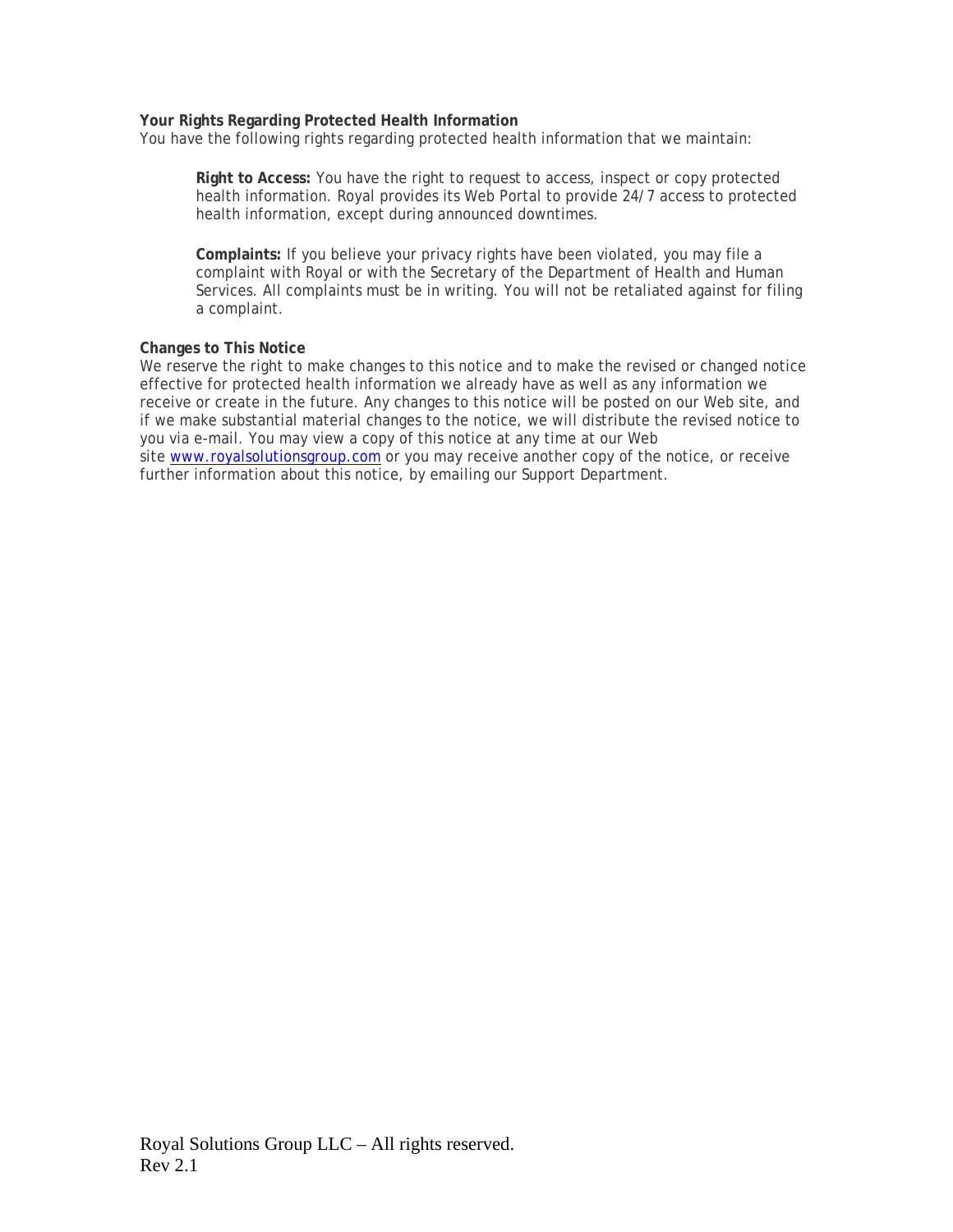**Your Rights Regarding Protected Health Information**

You have the following rights regarding protected health information that we maintain:

> **Right to Access:** You have the right to request to access, inspect or copy protected health information. Royal provides its Web Portal to provide 24/7 access to protected health information, except during announced downtimes.
>
> **Complaints:** If you believe your privacy rights have been violated, you may file a complaint with Royal or with the Secretary of the Department of Health and Human Services. All complaints must be in writing. You will not be retaliated against for filing a complaint.

**Changes to This Notice**

We reserve the right to make changes to this notice and to make the revised or changed notice effective for protected health information we already have as well as any information we receive or create in the future. Any changes to this notice will be posted on our Web site, and if we make substantial material changes to the notice, we will distribute the revised notice to you via e-mail. You may view a copy of this notice at any time at our Web site [www.royalsolutionsgroup.com](http://www.royalsolutionsgroup.com) or you may receive another copy of the notice, or receive further information about this notice, by emailing our Support Department.

Royal Solutions Group LLC – All rights reserved.
Rev 2.1